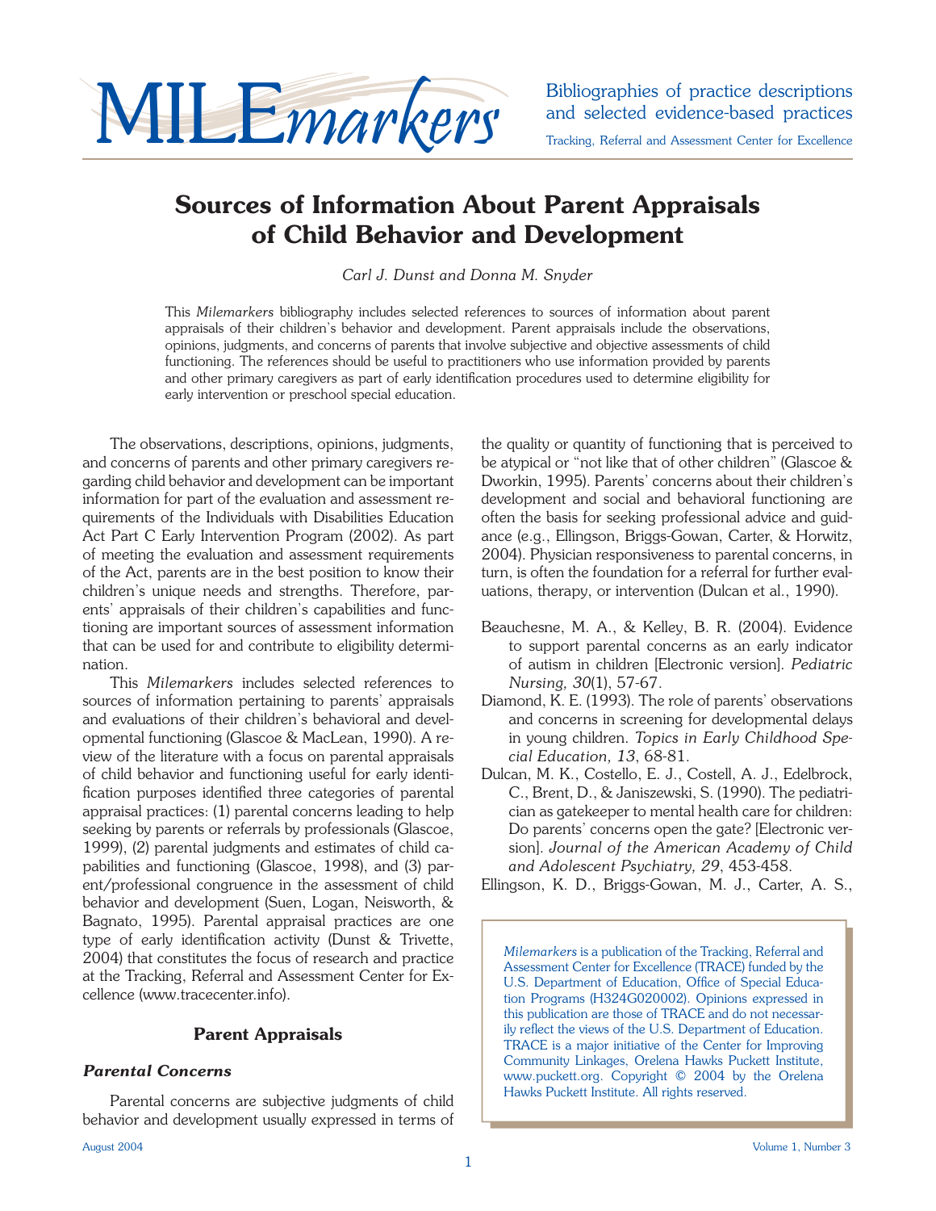# MILEmarkers

Bibliographies of practice descriptions and selected evidence-based practices

Tracking, Referral and Assessment Center for Excellence

## Sources of Information About Parent Appraisals of Child Behavior and Development

*Carl J. Dunst and Donna M. Snyder*

This *Milemarkers* bibliography includes selected references to sources of information about parent appraisals of their children's behavior and development. Parent appraisals include the observations, opinions, judgments, and concerns of parents that involve subjective and objective assessments of child functioning. The references should be useful to practitioners who use information provided by parents and other primary caregivers as part of early identification procedures used to determine eligibility for early intervention or preschool special education.

The observations, descriptions, opinions, judgments, and concerns of parents and other primary caregivers regarding child behavior and development can be important information for part of the evaluation and assessment requirements of the Individuals with Disabilities Education Act Part C Early Intervention Program (2002). As part of meeting the evaluation and assessment requirements of the Act, parents are in the best position to know their children's unique needs and strengths. Therefore, parents' appraisals of their children's capabilities and functioning are important sources of assessment information that can be used for and contribute to eligibility determination.

This *Milemarkers* includes selected references to sources of information pertaining to parents' appraisals and evaluations of their children's behavioral and developmental functioning (Glascoe & MacLean, 1990). A review of the literature with a focus on parental appraisals of child behavior and functioning useful for early identification purposes identified three categories of parental appraisal practices: (1) parental concerns leading to help seeking by parents or referrals by professionals (Glascoe, 1999), (2) parental judgments and estimates of child capabilities and functioning (Glascoe, 1998), and (3) parent/professional congruence in the assessment of child behavior and development (Suen, Logan, Neisworth, & Bagnato, 1995). Parental appraisal practices are one type of early identification activity (Dunst & Trivette, 2004) that constitutes the focus of research and practice at the Tracking, Referral and Assessment Center for Excellence (www.tracecenter.info).

### Parent Appraisals

#### *Parental Concerns*

Parental concerns are subjective judgments of child behavior and development usually expressed in terms of the quality or quantity of functioning that is perceived to be atypical or "not like that of other children" (Glascoe & Dworkin, 1995). Parents' concerns about their children's development and social and behavioral functioning are often the basis for seeking professional advice and guidance (e.g., Ellingson, Briggs-Gowan, Carter, & Horwitz, 2004). Physician responsiveness to parental concerns, in turn, is often the foundation for a referral for further evaluations, therapy, or intervention (Dulcan et al., 1990).

Beauchesne, M. A., & Kelley, B. R. (2004). Evidence to support parental concerns as an early indicator of autism in children [Electronic version]. *Pediatric Nursing, 30*(1), 57-67.

Diamond, K. E. (1993). The role of parents' observations and concerns in screening for developmental delays in young children. *Topics in Early Childhood Special Education, 13*, 68-81.

Dulcan, M. K., Costello, E. J., Costell, A. J., Edelbrock, C., Brent, D., & Janiszewski, S. (1990). The pediatrician as gatekeeper to mental health care for children: Do parents' concerns open the gate? [Electronic version]. *Journal of the American Academy of Child and Adolescent Psychiatry, 29*, 453-458.

Ellingson, K. D., Briggs-Gowan, M. J., Carter, A. S.,

*Milemarkers* is a publication of the Tracking, Referral and Assessment Center for Excellence (TRACE) funded by the U.S. Department of Education, Office of Special Education Programs (H324G020002). Opinions expressed in this publication are those of TRACE and do not necessarily reflect the views of the U.S. Department of Education. TRACE is a major initiative of the Center for Improving Community Linkages, Orelena Hawks Puckett Institute, www.puckett.org. Copyright © 2004 by the Orelena Hawks Puckett Institute. All rights reserved.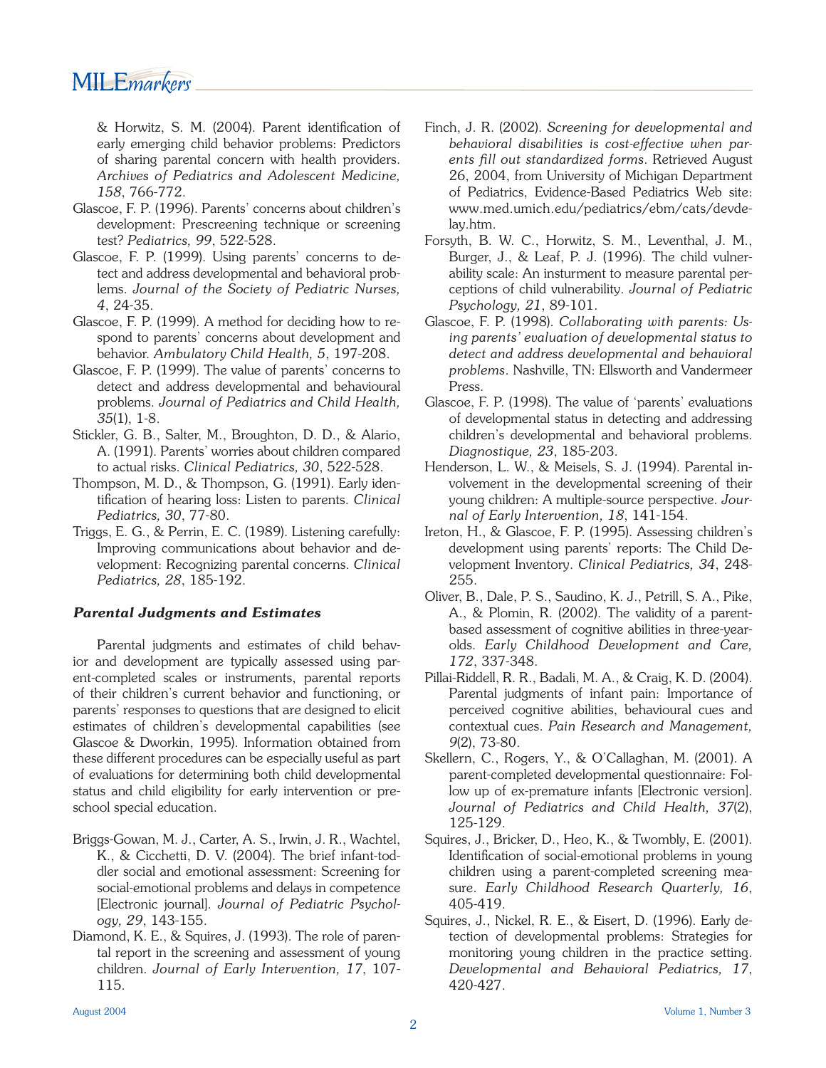& Horwitz, S. M. (2004). Parent identification of early emerging child behavior problems: Predictors of sharing parental concern with health providers. *Archives of Pediatrics and Adolescent Medicine, 158*, 766-772.

Glascoe, F. P. (1996). Parents' concerns about children's development: Prescreening technique or screening test? *Pediatrics, 99*, 522-528.

Glascoe, F. P. (1999). Using parents' concerns to detect and address developmental and behavioral problems. *Journal of the Society of Pediatric Nurses, 4*, 24-35.

Glascoe, F. P. (1999). A method for deciding how to respond to parents' concerns about development and behavior. *Ambulatory Child Health, 5*, 197-208.

Glascoe, F. P. (1999). The value of parents' concerns to detect and address developmental and behavioural problems. *Journal of Pediatrics and Child Health, 35*(1), 1-8.

Stickler, G. B., Salter, M., Broughton, D. D., & Alario, A. (1991). Parents' worries about children compared to actual risks. *Clinical Pediatrics, 30*, 522-528.

Thompson, M. D., & Thompson, G. (1991). Early identification of hearing loss: Listen to parents. *Clinical Pediatrics, 30*, 77-80.

Triggs, E. G., & Perrin, E. C. (1989). Listening carefully: Improving communications about behavior and development: Recognizing parental concerns. *Clinical Pediatrics, 28*, 185-192.

### *Parental Judgments and Estimates*

Parental judgments and estimates of child behavior and development are typically assessed using parent-completed scales or instruments, parental reports of their children's current behavior and functioning, or parents' responses to questions that are designed to elicit estimates of children's developmental capabilities (see Glascoe & Dworkin, 1995). Information obtained from these different procedures can be especially useful as part of evaluations for determining both child developmental status and child eligibility for early intervention or preschool special education.

Briggs-Gowan, M. J., Carter, A. S., Irwin, J. R., Wachtel, K., & Cicchetti, D. V. (2004). The brief infant-toddler social and emotional assessment: Screening for social-emotional problems and delays in competence [Electronic journal]. *Journal of Pediatric Psychology, 29*, 143-155.

Diamond, K. E., & Squires, J. (1993). The role of parental report in the screening and assessment of young children. *Journal of Early Intervention, 17*, 107-115.

Finch, J. R. (2002). *Screening for developmental and behavioral disabilities is cost-effective when parents fill out standardized forms*. Retrieved August 26, 2004, from University of Michigan Department of Pediatrics, Evidence-Based Pediatrics Web site: www.med.umich.edu/pediatrics/ebm/cats/devdelay.htm.

Forsyth, B. W. C., Horwitz, S. M., Leventhal, J. M., Burger, J., & Leaf, P. J. (1996). The child vulnerability scale: An insturment to measure parental perceptions of child vulnerability. *Journal of Pediatric Psychology, 21*, 89-101.

Glascoe, F. P. (1998). *Collaborating with parents: Using parents' evaluation of developmental status to detect and address developmental and behavioral problems*. Nashville, TN: Ellsworth and Vandermeer Press.

Glascoe, F. P. (1998). The value of 'parents' evaluations of developmental status in detecting and addressing children's developmental and behavioral problems. *Diagnostique, 23*, 185-203.

Henderson, L. W., & Meisels, S. J. (1994). Parental involvement in the developmental screening of their young children: A multiple-source perspective. *Journal of Early Intervention, 18*, 141-154.

Ireton, H., & Glascoe, F. P. (1995). Assessing children's development using parents' reports: The Child Development Inventory. *Clinical Pediatrics, 34*, 248-255.

Oliver, B., Dale, P. S., Saudino, K. J., Petrill, S. A., Pike, A., & Plomin, R. (2002). The validity of a parent-based assessment of cognitive abilities in three-year-olds. *Early Childhood Development and Care, 172*, 337-348.

Pillai-Riddell, R. R., Badali, M. A., & Craig, K. D. (2004). Parental judgments of infant pain: Importance of perceived cognitive abilities, behavioural cues and contextual cues. *Pain Research and Management, 9*(2), 73-80.

Skellern, C., Rogers, Y., & O'Callaghan, M. (2001). A parent-completed developmental questionnaire: Follow up of ex-premature infants [Electronic version]. *Journal of Pediatrics and Child Health, 37*(2), 125-129.

Squires, J., Bricker, D., Heo, K., & Twombly, E. (2001). Identification of social-emotional problems in young children using a parent-completed screening measure. *Early Childhood Research Quarterly, 16*, 405-419.

Squires, J., Nickel, R. E., & Eisert, D. (1996). Early detection of developmental problems: Strategies for monitoring young children in the practice setting. *Developmental and Behavioral Pediatrics, 17*, 420-427.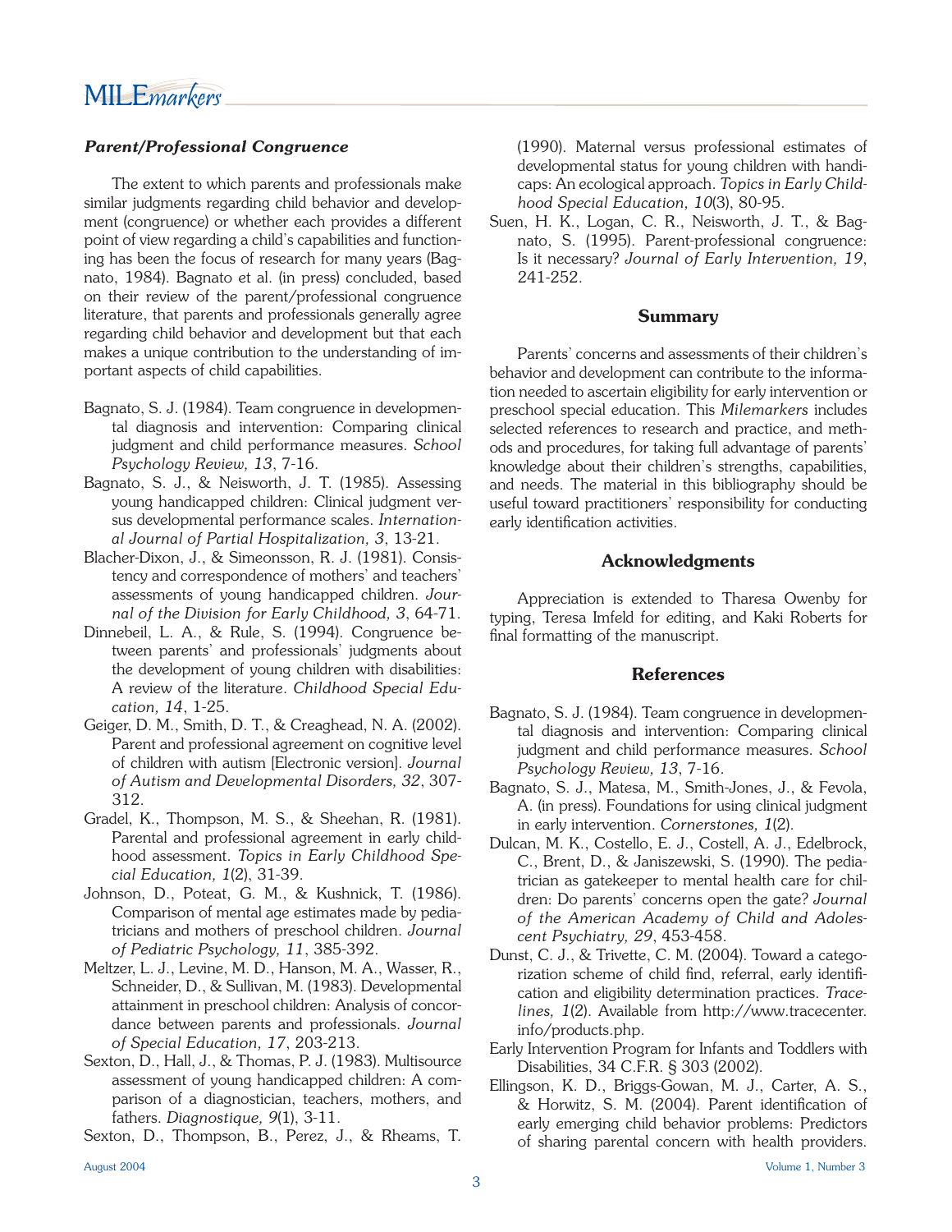### *Parent/Professional Congruence*

The extent to which parents and professionals make similar judgments regarding child behavior and development (congruence) or whether each provides a different point of view regarding a child's capabilities and functioning has been the focus of research for many years (Bagnato, 1984). Bagnato et al. (in press) concluded, based on their review of the parent/professional congruence literature, that parents and professionals generally agree regarding child behavior and development but that each makes a unique contribution to the understanding of important aspects of child capabilities.

Bagnato, S. J. (1984). Team congruence in developmental diagnosis and intervention: Comparing clinical judgment and child performance measures. *School Psychology Review, 13*, 7-16.

Bagnato, S. J., & Neisworth, J. T. (1985). Assessing young handicapped children: Clinical judgment versus developmental performance scales. *International Journal of Partial Hospitalization, 3*, 13-21.

Blacher-Dixon, J., & Simeonsson, R. J. (1981). Consistency and correspondence of mothers' and teachers' assessments of young handicapped children. *Journal of the Division for Early Childhood, 3*, 64-71.

Dinnebeil, L. A., & Rule, S. (1994). Congruence between parents' and professionals' judgments about the development of young children with disabilities: A review of the literature. *Childhood Special Education, 14*, 1-25.

Geiger, D. M., Smith, D. T., & Creaghead, N. A. (2002). Parent and professional agreement on cognitive level of children with autism [Electronic version]. *Journal of Autism and Developmental Disorders, 32*, 307-312.

Gradel, K., Thompson, M. S., & Sheehan, R. (1981). Parental and professional agreement in early childhood assessment. *Topics in Early Childhood Special Education, 1*(2), 31-39.

Johnson, D., Poteat, G. M., & Kushnick, T. (1986). Comparison of mental age estimates made by pediatricians and mothers of preschool children. *Journal of Pediatric Psychology, 11*, 385-392.

Meltzer, L. J., Levine, M. D., Hanson, M. A., Wasser, R., Schneider, D., & Sullivan, M. (1983). Developmental attainment in preschool children: Analysis of concordance between parents and professionals. *Journal of Special Education, 17*, 203-213.

Sexton, D., Hall, J., & Thomas, P. J. (1983). Multisource assessment of young handicapped children: A comparison of a diagnostician, teachers, mothers, and fathers. *Diagnostique, 9*(1), 3-11.

Sexton, D., Thompson, B., Perez, J., & Rheams, T. (1990). Maternal versus professional estimates of developmental status for young children with handicaps: An ecological approach. *Topics in Early Childhood Special Education, 10*(3), 80-95.

Suen, H. K., Logan, C. R., Neisworth, J. T., & Bagnato, S. (1995). Parent-professional congruence: Is it necessary? *Journal of Early Intervention, 19*, 241-252.

## Summary

Parents' concerns and assessments of their children's behavior and development can contribute to the information needed to ascertain eligibility for early intervention or preschool special education. This *Milemarkers* includes selected references to research and practice, and methods and procedures, for taking full advantage of parents' knowledge about their children's strengths, capabilities, and needs. The material in this bibliography should be useful toward practitioners' responsibility for conducting early identification activities.

## Acknowledgments

Appreciation is extended to Tharesa Owenby for typing, Teresa Imfeld for editing, and Kaki Roberts for final formatting of the manuscript.

## References

Bagnato, S. J. (1984). Team congruence in developmental diagnosis and intervention: Comparing clinical judgment and child performance measures. *School Psychology Review, 13*, 7-16.

Bagnato, S. J., Matesa, M., Smith-Jones, J., & Fevola, A. (in press). Foundations for using clinical judgment in early intervention. *Cornerstones, 1*(2).

Dulcan, M. K., Costello, E. J., Costell, A. J., Edelbrock, C., Brent, D., & Janiszewski, S. (1990). The pediatrician as gatekeeper to mental health care for children: Do parents' concerns open the gate? *Journal of the American Academy of Child and Adolescent Psychiatry, 29*, 453-458.

Dunst, C. J., & Trivette, C. M. (2004). Toward a categorization scheme of child find, referral, early identification and eligibility determination practices. *Tracelines, 1*(2). Available from http://www.tracecenter.info/products.php.

Early Intervention Program for Infants and Toddlers with Disabilities, 34 C.F.R. § 303 (2002).

Ellingson, K. D., Briggs-Gowan, M. J., Carter, A. S., & Horwitz, S. M. (2004). Parent identification of early emerging child behavior problems: Predictors of sharing parental concern with health providers.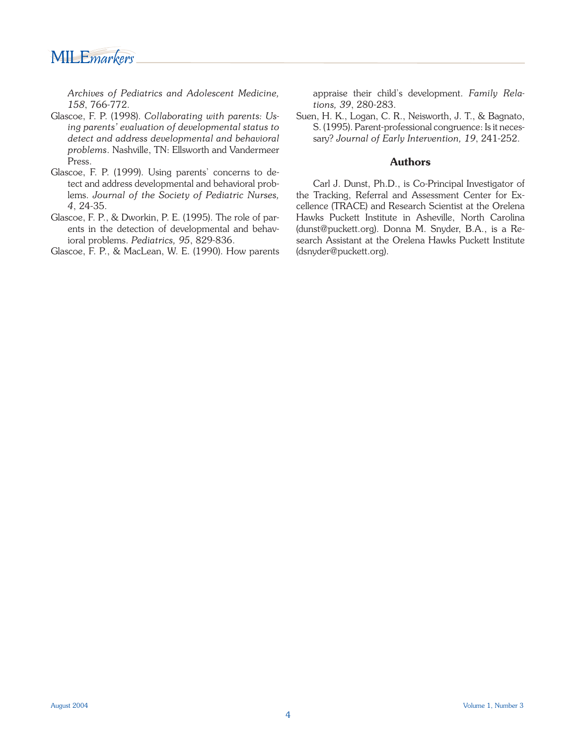*Archives of Pediatrics and Adolescent Medicine, 158*, 766-772.

Glascoe, F. P. (1998). *Collaborating with parents: Using parents' evaluation of developmental status to detect and address developmental and behavioral problems*. Nashville, TN: Ellsworth and Vandermeer Press.

Glascoe, F. P. (1999). Using parents' concerns to detect and address developmental and behavioral problems. *Journal of the Society of Pediatric Nurses, 4*, 24-35.

Glascoe, F. P., & Dworkin, P. E. (1995). The role of parents in the detection of developmental and behavioral problems. *Pediatrics, 95*, 829-836.

Glascoe, F. P., & MacLean, W. E. (1990). How parents appraise their child's development. *Family Relations, 39*, 280-283.

Suen, H. K., Logan, C. R., Neisworth, J. T., & Bagnato, S. (1995). Parent-professional congruence: Is it necessary? *Journal of Early Intervention, 19*, 241-252.

## Authors

Carl J. Dunst, Ph.D., is Co-Principal Investigator of the Tracking, Referral and Assessment Center for Excellence (TRACE) and Research Scientist at the Orelena Hawks Puckett Institute in Asheville, North Carolina (dunst@puckett.org). Donna M. Snyder, B.A., is a Research Assistant at the Orelena Hawks Puckett Institute (dsnyder@puckett.org).